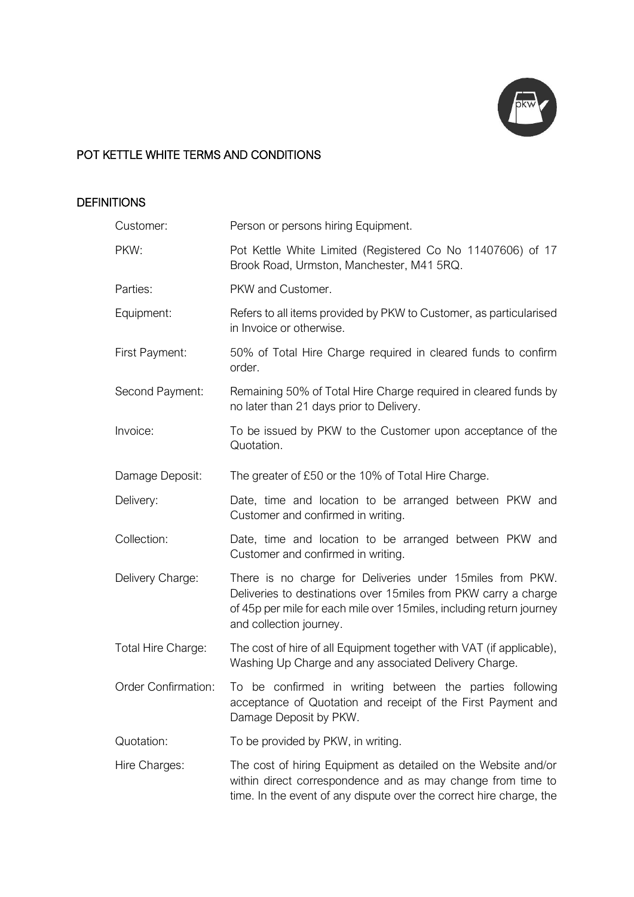# POT KETTLE WHITE TERMS AND CONDITIONS

## DEFINITIONS

| | |
|---|---|
| Customer: | Person or persons hiring Equipment. |
| PKW: | Pot Kettle White Limited (Registered Co No 11407606) of 17 Brook Road, Urmston, Manchester, M41 5RQ. |
| Parties: | PKW and Customer. |
| Equipment: | Refers to all items provided by PKW to Customer, as particularised in Invoice or otherwise. |
| First Payment: | 50% of Total Hire Charge required in cleared funds to confirm order. |
| Second Payment: | Remaining 50% of Total Hire Charge required in cleared funds by no later than 21 days prior to Delivery. |
| Invoice: | To be issued by PKW to the Customer upon acceptance of the Quotation. |
| Damage Deposit: | The greater of £50 or the 10% of Total Hire Charge. |
| Delivery: | Date, time and location to be arranged between PKW and Customer and confirmed in writing. |
| Collection: | Date, time and location to be arranged between PKW and Customer and confirmed in writing. |
| Delivery Charge: | There is no charge for Deliveries under 15miles from PKW. Deliveries to destinations over 15miles from PKW carry a charge of 45p per mile for each mile over 15miles, including return journey and collection journey. |
| Total Hire Charge: | The cost of hire of all Equipment together with VAT (if applicable), Washing Up Charge and any associated Delivery Charge. |
| Order Confirmation: | To be confirmed in writing between the parties following acceptance of Quotation and receipt of the First Payment and Damage Deposit by PKW. |
| Quotation: | To be provided by PKW, in writing. |
| Hire Charges: | The cost of hiring Equipment as detailed on the Website and/or within direct correspondence and as may change from time to time. In the event of any dispute over the correct hire charge, the |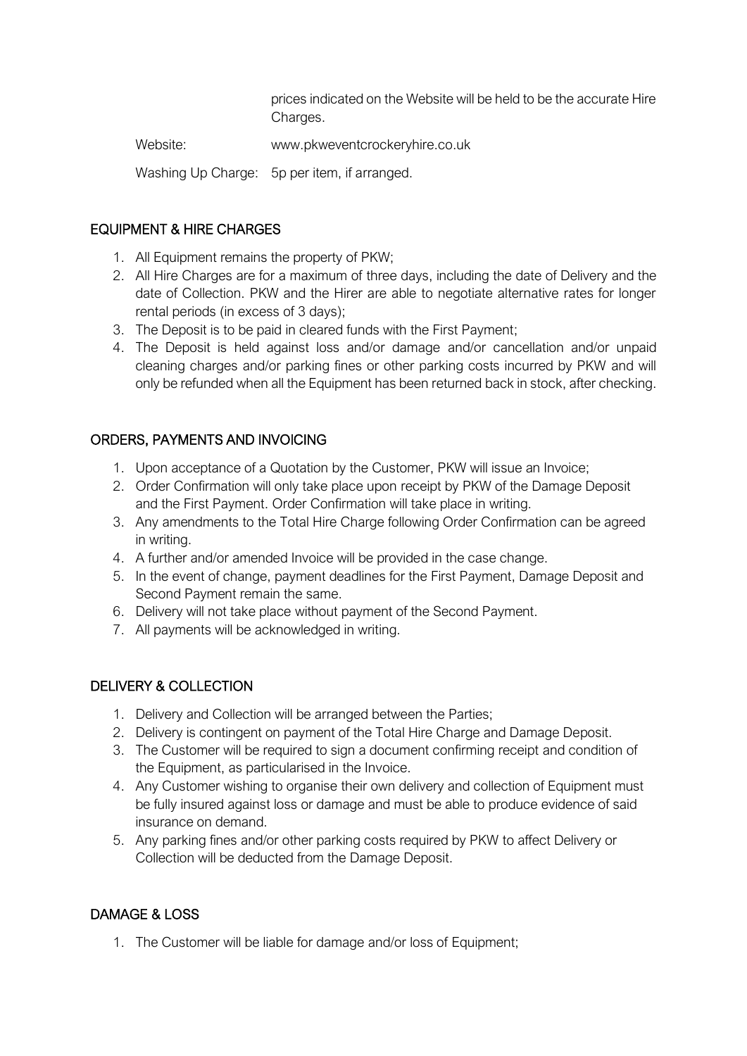| | |
|---|---|
| | prices indicated on the Website will be held to be the accurate Hire Charges. |
| Website: | www.pkweventcrockeryhire.co.uk |
| Washing Up Charge: | 5p per item, if arranged. |

## EQUIPMENT & HIRE CHARGES

1. All Equipment remains the property of PKW;
2. All Hire Charges are for a maximum of three days, including the date of Delivery and the date of Collection. PKW and the Hirer are able to negotiate alternative rates for longer rental periods (in excess of 3 days);
3. The Deposit is to be paid in cleared funds with the First Payment;
4. The Deposit is held against loss and/or damage and/or cancellation and/or unpaid cleaning charges and/or parking fines or other parking costs incurred by PKW and will only be refunded when all the Equipment has been returned back in stock, after checking.

## ORDERS, PAYMENTS AND INVOICING

1. Upon acceptance of a Quotation by the Customer, PKW will issue an Invoice;
2. Order Confirmation will only take place upon receipt by PKW of the Damage Deposit and the First Payment. Order Confirmation will take place in writing.
3. Any amendments to the Total Hire Charge following Order Confirmation can be agreed in writing.
4. A further and/or amended Invoice will be provided in the case change.
5. In the event of change, payment deadlines for the First Payment, Damage Deposit and Second Payment remain the same.
6. Delivery will not take place without payment of the Second Payment.
7. All payments will be acknowledged in writing.

## DELIVERY & COLLECTION

1. Delivery and Collection will be arranged between the Parties;
2. Delivery is contingent on payment of the Total Hire Charge and Damage Deposit.
3. The Customer will be required to sign a document confirming receipt and condition of the Equipment, as particularised in the Invoice.
4. Any Customer wishing to organise their own delivery and collection of Equipment must be fully insured against loss or damage and must be able to produce evidence of said insurance on demand.
5. Any parking fines and/or other parking costs required by PKW to affect Delivery or Collection will be deducted from the Damage Deposit.

## DAMAGE & LOSS

1. The Customer will be liable for damage and/or loss of Equipment;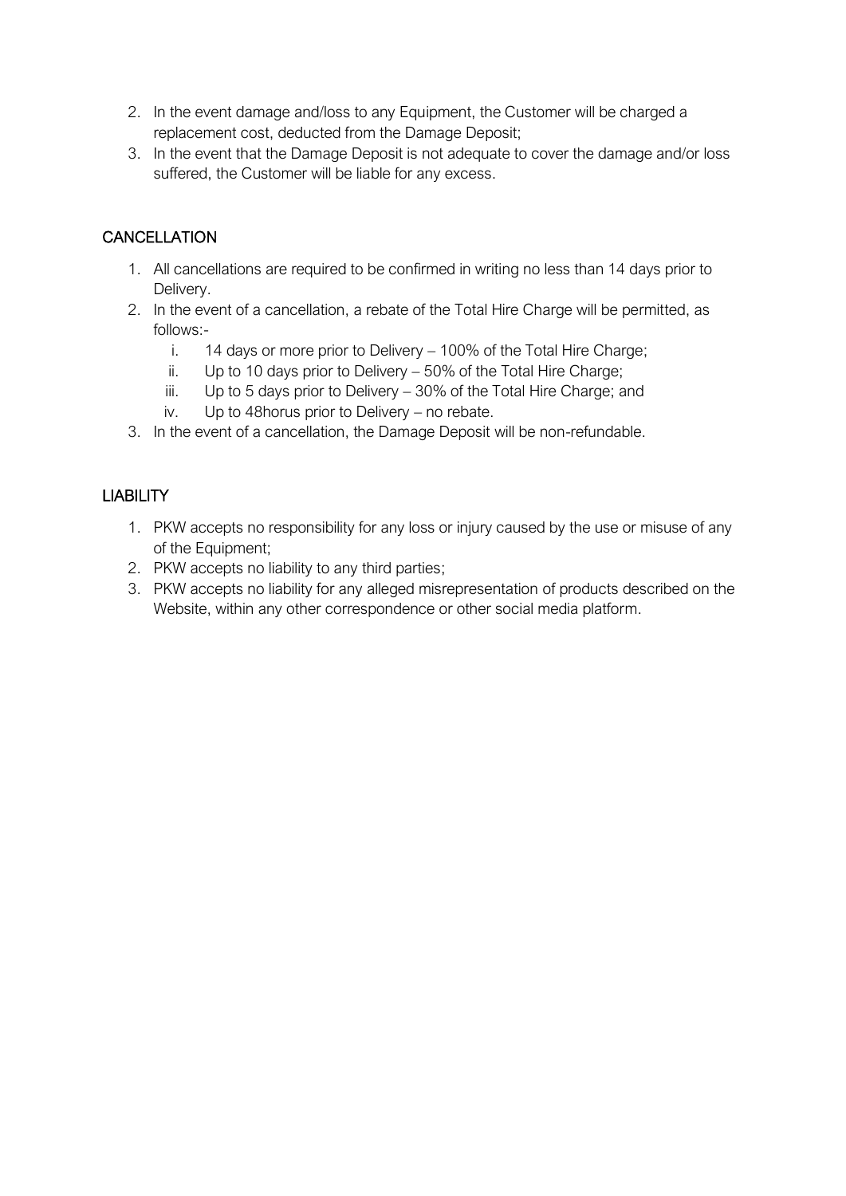2. In the event damage and/loss to any Equipment, the Customer will be charged a replacement cost, deducted from the Damage Deposit;
3. In the event that the Damage Deposit is not adequate to cover the damage and/or loss suffered, the Customer will be liable for any excess.

## CANCELLATION

1. All cancellations are required to be confirmed in writing no less than 14 days prior to Delivery.
2. In the event of a cancellation, a rebate of the Total Hire Charge will be permitted, as follows:-
    i. 14 days or more prior to Delivery – 100% of the Total Hire Charge;
    ii. Up to 10 days prior to Delivery – 50% of the Total Hire Charge;
    iii. Up to 5 days prior to Delivery – 30% of the Total Hire Charge; and
    iv. Up to 48horus prior to Delivery – no rebate.
3. In the event of a cancellation, the Damage Deposit will be non-refundable.

## LIABILITY

1. PKW accepts no responsibility for any loss or injury caused by the use or misuse of any of the Equipment;
2. PKW accepts no liability to any third parties;
3. PKW accepts no liability for any alleged misrepresentation of products described on the Website, within any other correspondence or other social media platform.